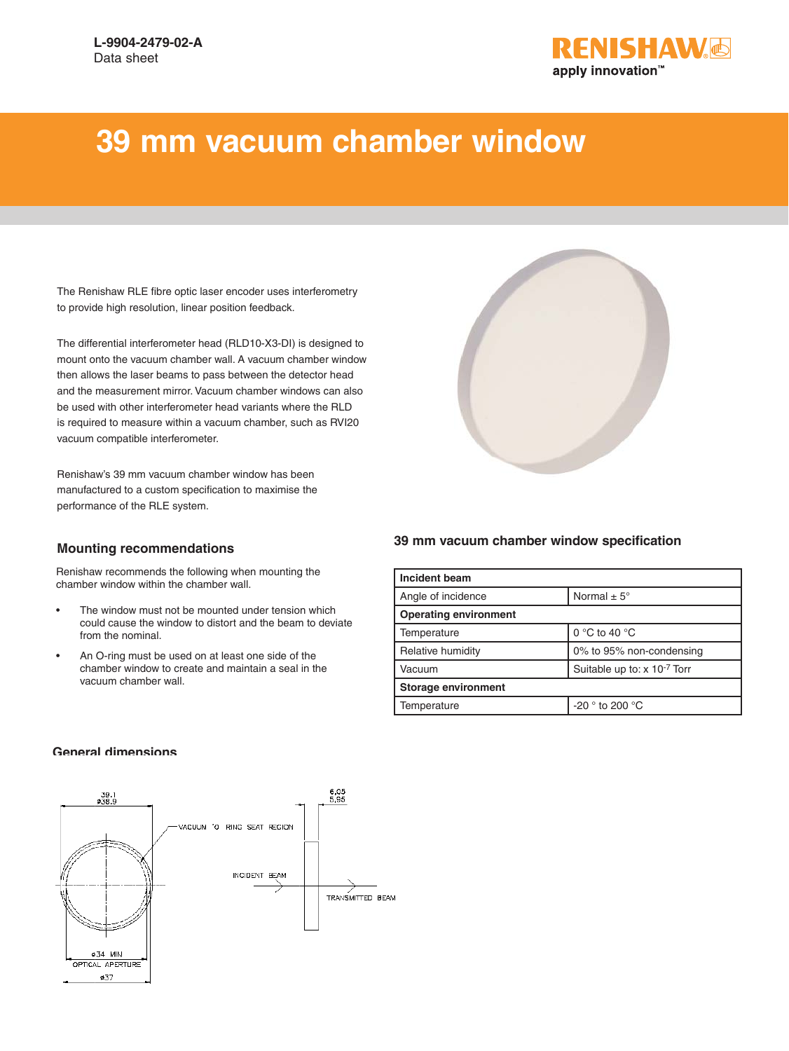L-9904-2479-02-A
Data sheet

# 39 mm vacuum chamber window

The Renishaw RLE fibre optic laser encoder uses interferometry to provide high resolution, linear position feedback.

The differential interferometer head (RLD10-X3-DI) is designed to mount onto the vacuum chamber wall. A vacuum chamber window then allows the laser beams to pass between the detector head and the measurement mirror. Vacuum chamber windows can also be used with other interferometer head variants where the RLD is required to measure within a vacuum chamber, such as RVI20 vacuum compatible interferometer.

Renishaw's 39 mm vacuum chamber window has been manufactured to a custom specification to maximise the performance of the RLE system.

## Mounting recommendations

Renishaw recommends the following when mounting the chamber window within the chamber wall.

- The window must not be mounted under tension which could cause the window to distort and the beam to deviate from the nominal.
- An O-ring must be used on at least one side of the chamber window to create and maintain a seal in the vacuum chamber wall.

## 39 mm vacuum chamber window specification

| **Incident beam** | |
|---|---|
| Angle of incidence | Normal ± 5° |
| **Operating environment** | |
| Temperature | 0 °C to 40 °C |
| Relative humidity | 0% to 95% non-condensing |
| Vacuum | Suitable up to: x $10^{-7}$ Torr |
| **Storage environment** | |
| Temperature | -20 ° to 200 °C |

## General dimensions

39.1
ø38.9

VACUUM 'O' RING SEAT REGION

6.05
5.95

INCIDENT BEAM

TRANSMITTED BEAM

ø34 MIN
OPTICAL APERTURE
ø37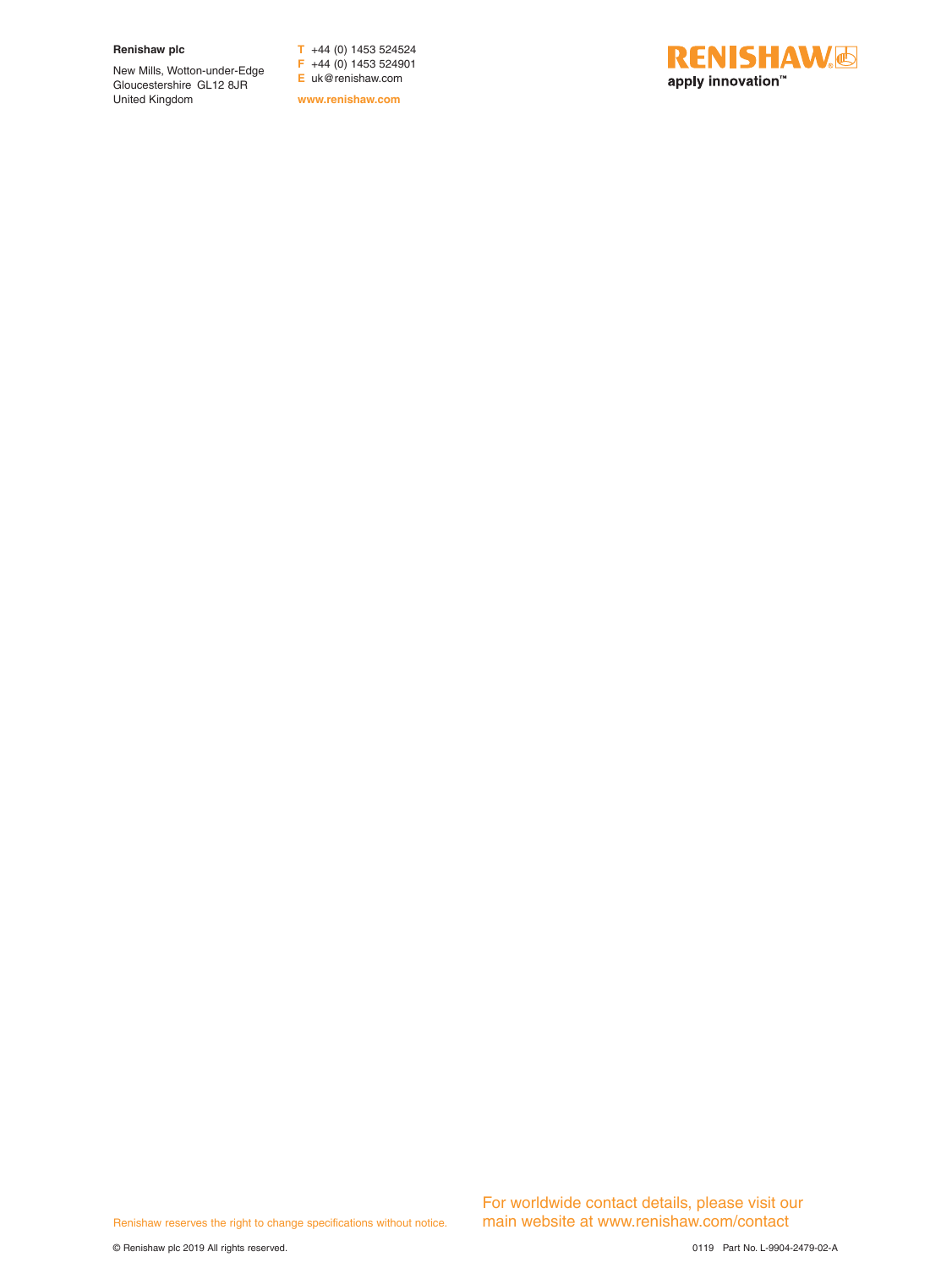**Renishaw plc**

New Mills, Wotton-under-Edge
Gloucestershire GL12 8JR
United Kingdom

**T** +44 (0) 1453 524524
**F** +44 (0) 1453 524901
**E** uk@renishaw.com

**www.renishaw.com**

RENISHAW
apply innovation™

Renishaw reserves the right to change specifications without notice.

For worldwide contact details, please visit our main website at www.renishaw.com/contact

© Renishaw plc 2019 All rights reserved.

0119 Part No. L-9904-2479-02-A